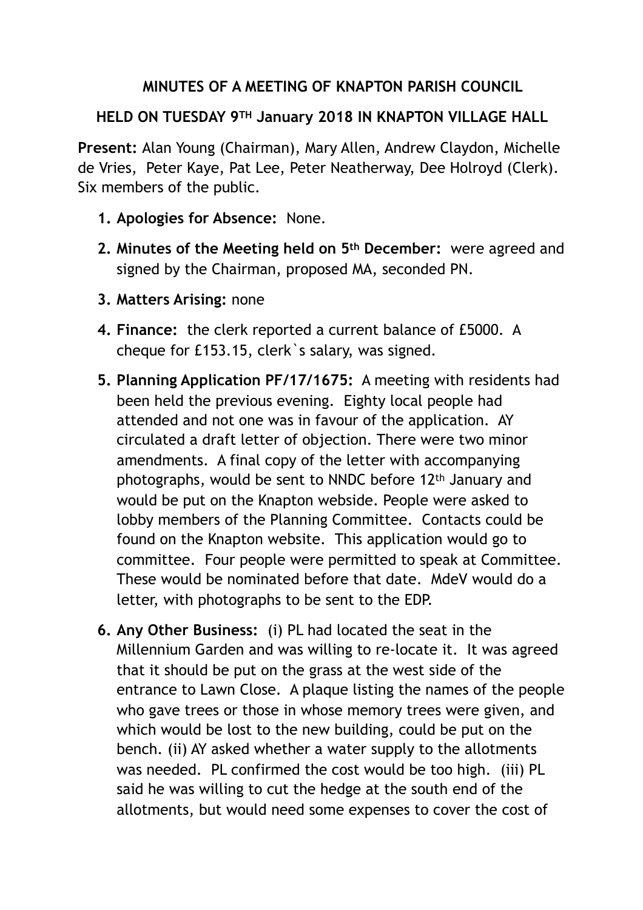**MINUTES OF A MEETING OF KNAPTON PARISH COUNCIL**

**HELD ON TUESDAY 9TH January 2018 IN KNAPTON VILLAGE HALL**

**Present:** Alan Young (Chairman), Mary Allen, Andrew Claydon, Michelle de Vries, Peter Kaye, Pat Lee, Peter Neatherway, Dee Holroyd (Clerk). Six members of the public.

1. **Apologies for Absence:** None.
2. **Minutes of the Meeting held on 5th December:** were agreed and signed by the Chairman, proposed MA, seconded PN.
3. **Matters Arising:** none
4. **Finance:** the clerk reported a current balance of £5000. A cheque for £153.15, clerk`s salary, was signed.
5. **Planning Application PF/17/1675:** A meeting with residents had been held the previous evening. Eighty local people had attended and not one was in favour of the application. AY circulated a draft letter of objection. There were two minor amendments. A final copy of the letter with accompanying photographs, would be sent to NNDC before 12th January and would be put on the Knapton webside. People were asked to lobby members of the Planning Committee. Contacts could be found on the Knapton website. This application would go to committee. Four people were permitted to speak at Committee. These would be nominated before that date. MdeV would do a letter, with photographs to be sent to the EDP.
6. **Any Other Business:** (i) PL had located the seat in the Millennium Garden and was willing to re-locate it. It was agreed that it should be put on the grass at the west side of the entrance to Lawn Close. A plaque listing the names of the people who gave trees or those in whose memory trees were given, and which would be lost to the new building, could be put on the bench. (ii) AY asked whether a water supply to the allotments was needed. PL confirmed the cost would be too high. (iii) PL said he was willing to cut the hedge at the south end of the allotments, but would need some expenses to cover the cost of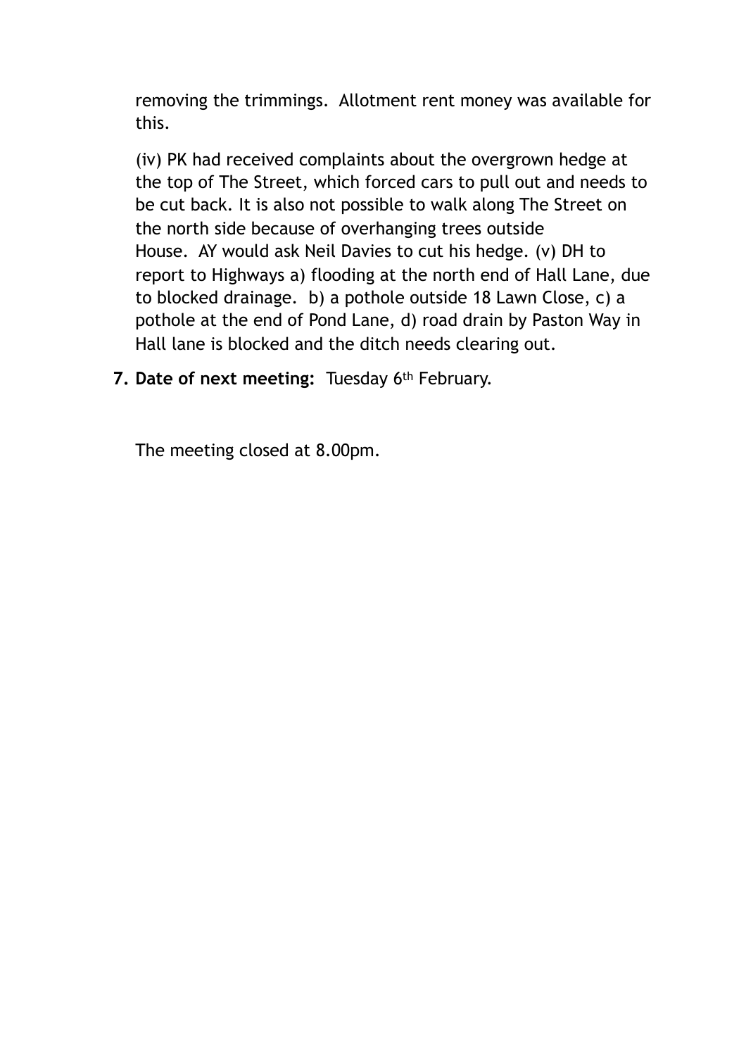removing the trimmings.  Allotment rent money was available for this.

(iv) PK had received complaints about the overgrown hedge at the top of The Street, which forced cars to pull out and needs to be cut back. It is also not possible to walk along The Street on the north side because of overhanging trees outside House.  AY would ask Neil Davies to cut his hedge. (v) DH to report to Highways a) flooding at the north end of Hall Lane, due to blocked drainage.  b) a pothole outside 18 Lawn Close, c) a pothole at the end of Pond Lane, d) road drain by Paston Way in Hall lane is blocked and the ditch needs clearing out.

7. **Date of next meeting:** Tuesday 6th February.

The meeting closed at 8.00pm.